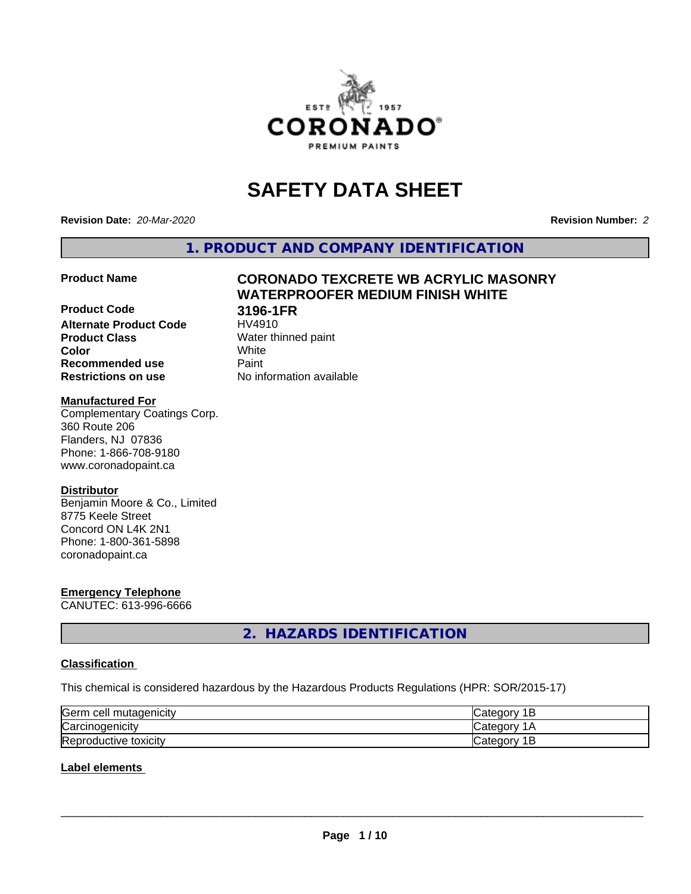# SAFETY DATA SHEET

**Revision Date:** *20-Mar-2020*

**Revision Number:** *2*

## 1. PRODUCT AND COMPANY IDENTIFICATION

**Product Name** **CORONADO TEXCRETE WB ACRYLIC MASONRY WATERPROOFER MEDIUM FINISH WHITE**

**Product Code** **3196-1FR**

**Alternate Product Code** HV4910

**Product Class** Water thinned paint

**Color** White

**Recommended use** Paint

**Restrictions on use** No information available

**Manufactured For**
Complementary Coatings Corp.
360 Route 206
Flanders, NJ 07836
Phone: 1-866-708-9180
www.coronadopaint.ca

**Distributor**
Benjamin Moore & Co., Limited
8775 Keele Street
Concord ON L4K 2N1
Phone: 1-800-361-5898
coronadopaint.ca

**Emergency Telephone**
CANUTEC: 613-996-6666

## 2. HAZARDS IDENTIFICATION

**Classification**

This chemical is considered hazardous by the Hazardous Products Regulations (HPR: SOR/2015-17)

| | |
|---|---|
| Germ cell mutagenicity | Category 1B |
| Carcinogenicity | Category 1A |
| Reproductive toxicity | Category 1B |

**Label elements**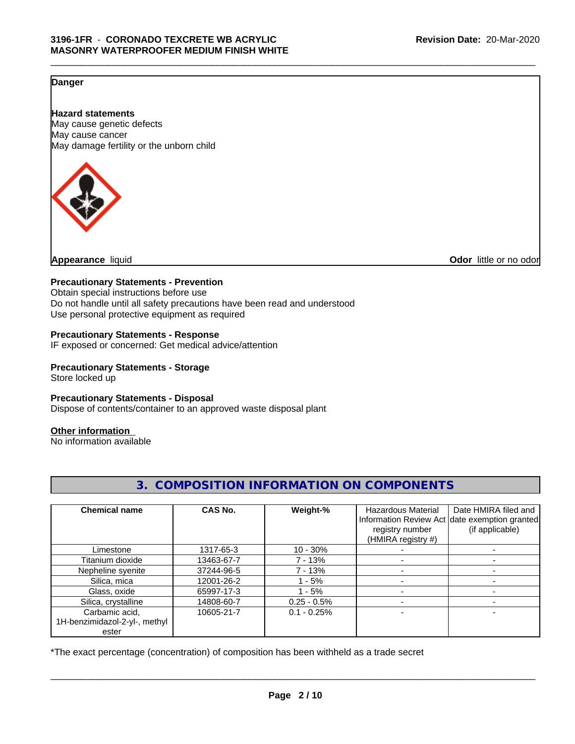**Danger**

**Hazard statements**
May cause genetic defects
May cause cancer
May damage fertility or the unborn child

**Appearance** liquid **Odor** little or no odor

**Precautionary Statements - Prevention**
Obtain special instructions before use
Do not handle until all safety precautions have been read and understood
Use personal protective equipment as required

**Precautionary Statements - Response**
IF exposed or concerned: Get medical advice/attention

**Precautionary Statements - Storage**
Store locked up

**Precautionary Statements - Disposal**
Dispose of contents/container to an approved waste disposal plant

**Other information**
No information available

## 3. COMPOSITION INFORMATION ON COMPONENTS

| Chemical name | CAS No. | Weight-% | Hazardous Material Information Review Act registry number (HMIRA registry #) | Date HMIRA filed and date exemption granted (if applicable) |
|---|---|---|---|---|
| Limestone | 1317-65-3 | 10 - 30% | - | - |
| Titanium dioxide | 13463-67-7 | 7 - 13% | - | - |
| Nepheline syenite | 37244-96-5 | 7 - 13% | - | - |
| Silica, mica | 12001-26-2 | 1 - 5% | - | - |
| Glass, oxide | 65997-17-3 | 1 - 5% | - | - |
| Silica, crystalline | 14808-60-7 | 0.25 - 0.5% | - | - |
| Carbamic acid, 1H-benzimidazol-2-yl-, methyl ester | 10605-21-7 | 0.1 - 0.25% | - | - |

*The exact percentage (concentration) of composition has been withheld as a trade secret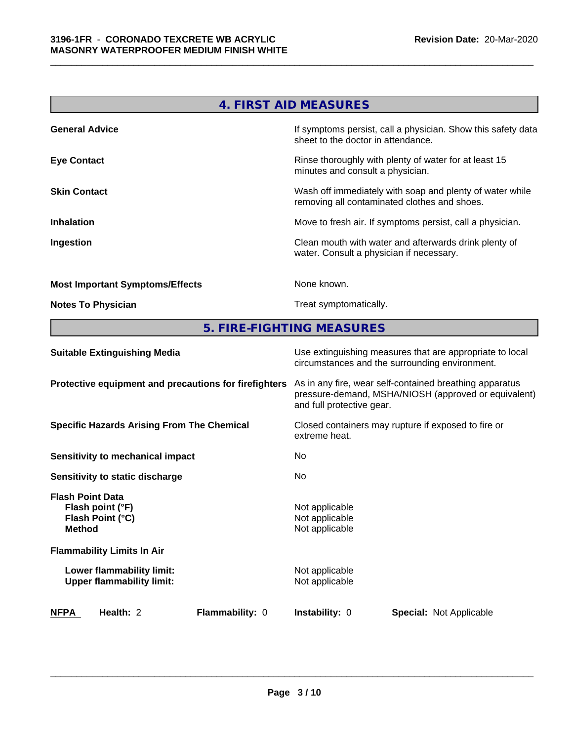## 4. FIRST AID MEASURES

| | |
|---|---|
| **General Advice** | If symptoms persist, call a physician. Show this safety data sheet to the doctor in attendance. |
| **Eye Contact** | Rinse thoroughly with plenty of water for at least 15 minutes and consult a physician. |
| **Skin Contact** | Wash off immediately with soap and plenty of water while removing all contaminated clothes and shoes. |
| **Inhalation** | Move to fresh air. If symptoms persist, call a physician. |
| **Ingestion** | Clean mouth with water and afterwards drink plenty of water. Consult a physician if necessary. |
| **Most Important Symptoms/Effects** | None known. |
| **Notes To Physician** | Treat symptomatically. |

## 5. FIRE-FIGHTING MEASURES

| | |
|---|---|
| **Suitable Extinguishing Media** | Use extinguishing measures that are appropriate to local circumstances and the surrounding environment. |
| **Protective equipment and precautions for firefighters** | As in any fire, wear self-contained breathing apparatus pressure-demand, MSHA/NIOSH (approved or equivalent) and full protective gear. |
| **Specific Hazards Arising From The Chemical** | Closed containers may rupture if exposed to fire or extreme heat. |
| **Sensitivity to mechanical impact** | No |
| **Sensitivity to static discharge** | No |

**Flash Point Data**

| | |
|---|---|
| **Flash point (°F)** | Not applicable |
| **Flash Point (°C)** | Not applicable |
| **Method** | Not applicable |

**Flammability Limits In Air**

| | |
|---|---|
| **Lower flammability limit:** | Not applicable |
| **Upper flammability limit:** | Not applicable |

| **NFPA** | **Health:** 2 | **Flammability:** 0 | **Instability:** 0 | **Special:** Not Applicable |
|---|---|---|---|---|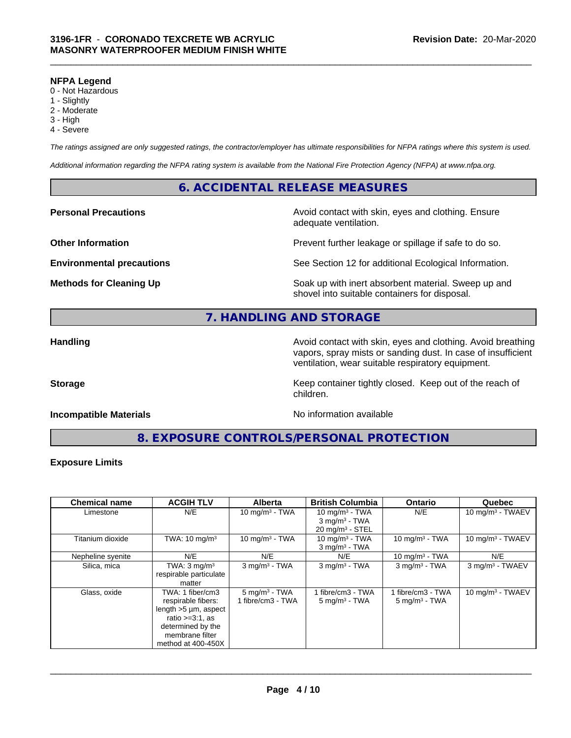**NFPA Legend**
0 - Not Hazardous
1 - Slightly
2 - Moderate
3 - High
4 - Severe

*The ratings assigned are only suggested ratings, the contractor/employer has ultimate responsibilities for NFPA ratings where this system is used.*

*Additional information regarding the NFPA rating system is available from the National Fire Protection Agency (NFPA) at www.nfpa.org.*

## 6. ACCIDENTAL RELEASE MEASURES

**Personal Precautions** — Avoid contact with skin, eyes and clothing. Ensure adequate ventilation.

**Other Information** — Prevent further leakage or spillage if safe to do so.

**Environmental precautions** — See Section 12 for additional Ecological Information.

**Methods for Cleaning Up** — Soak up with inert absorbent material. Sweep up and shovel into suitable containers for disposal.

## 7. HANDLING AND STORAGE

**Handling** — Avoid contact with skin, eyes and clothing. Avoid breathing vapors, spray mists or sanding dust. In case of insufficient ventilation, wear suitable respiratory equipment.

**Storage** — Keep container tightly closed. Keep out of the reach of children.

**Incompatible Materials** — No information available

## 8. EXPOSURE CONTROLS/PERSONAL PROTECTION

**Exposure Limits**

| Chemical name | ACGIH TLV | Alberta | British Columbia | Ontario | Quebec |
|---|---|---|---|---|---|
| Limestone | N/E | 10 mg/m³ - TWA | 10 mg/m³ - TWA<br>3 mg/m³ - TWA<br>20 mg/m³ - STEL | N/E | 10 mg/m³ - TWAEV |
| Titanium dioxide | TWA: 10 mg/m³ | 10 mg/m³ - TWA | 10 mg/m³ - TWA<br>3 mg/m³ - TWA | 10 mg/m³ - TWA | 10 mg/m³ - TWAEV |
| Nepheline syenite | N/E | N/E | N/E | 10 mg/m³ - TWA | N/E |
| Silica, mica | TWA: 3 mg/m³ respirable particulate matter | 3 mg/m³ - TWA | 3 mg/m³ - TWA | 3 mg/m³ - TWA | 3 mg/m³ - TWAEV |
| Glass, oxide | TWA: 1 fiber/cm3 respirable fibers: length >5 µm, aspect ratio >=3:1, as determined by the membrane filter method at 400-450X | 5 mg/m³ - TWA<br>1 fibre/cm3 - TWA | 1 fibre/cm3 - TWA<br>5 mg/m³ - TWA | 1 fibre/cm3 - TWA<br>5 mg/m³ - TWA | 10 mg/m³ - TWAEV |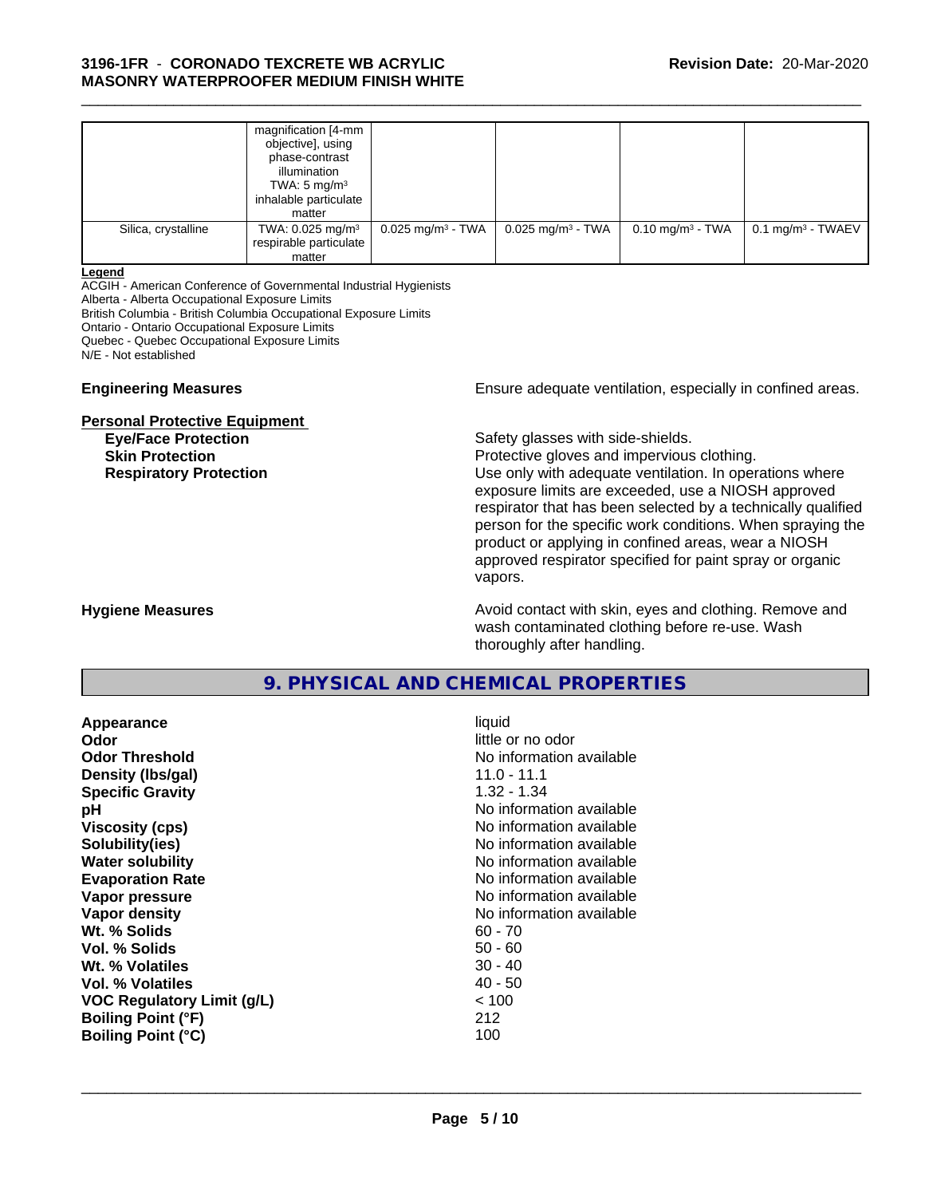| | magnification [4-mm objective], using phase-contrast illumination TWA: 5 mg/m³ inhalable particulate matter | | | | |
|---|---|---|---|---|---|
| Silica, crystalline | TWA: 0.025 mg/m³ respirable particulate matter | 0.025 mg/m³ - TWA | 0.025 mg/m³ - TWA | 0.10 mg/m³ - TWA | 0.1 mg/m³ - TWAEV |

**Legend**

ACGIH - American Conference of Governmental Industrial Hygienists
Alberta - Alberta Occupational Exposure Limits
British Columbia - British Columbia Occupational Exposure Limits
Ontario - Ontario Occupational Exposure Limits
Quebec - Quebec Occupational Exposure Limits
N/E - Not established

**Engineering Measures** Ensure adequate ventilation, especially in confined areas.

**Personal Protective Equipment**

**Eye/Face Protection** Safety glasses with side-shields.

**Skin Protection** Protective gloves and impervious clothing.

**Respiratory Protection** Use only with adequate ventilation. In operations where exposure limits are exceeded, use a NIOSH approved respirator that has been selected by a technically qualified person for the specific work conditions. When spraying the product or applying in confined areas, wear a NIOSH approved respirator specified for paint spray or organic vapors.

**Hygiene Measures** Avoid contact with skin, eyes and clothing. Remove and wash contaminated clothing before re-use. Wash thoroughly after handling.

## 9. PHYSICAL AND CHEMICAL PROPERTIES

| | |
|---|---|
| **Appearance** | liquid |
| **Odor** | little or no odor |
| **Odor Threshold** | No information available |
| **Density (lbs/gal)** | 11.0 - 11.1 |
| **Specific Gravity** | 1.32 - 1.34 |
| **pH** | No information available |
| **Viscosity (cps)** | No information available |
| **Solubility(ies)** | No information available |
| **Water solubility** | No information available |
| **Evaporation Rate** | No information available |
| **Vapor pressure** | No information available |
| **Vapor density** | No information available |
| **Wt. % Solids** | 60 - 70 |
| **Vol. % Solids** | 50 - 60 |
| **Wt. % Volatiles** | 30 - 40 |
| **Vol. % Volatiles** | 40 - 50 |
| **VOC Regulatory Limit (g/L)** | < 100 |
| **Boiling Point (°F)** | 212 |
| **Boiling Point (°C)** | 100 |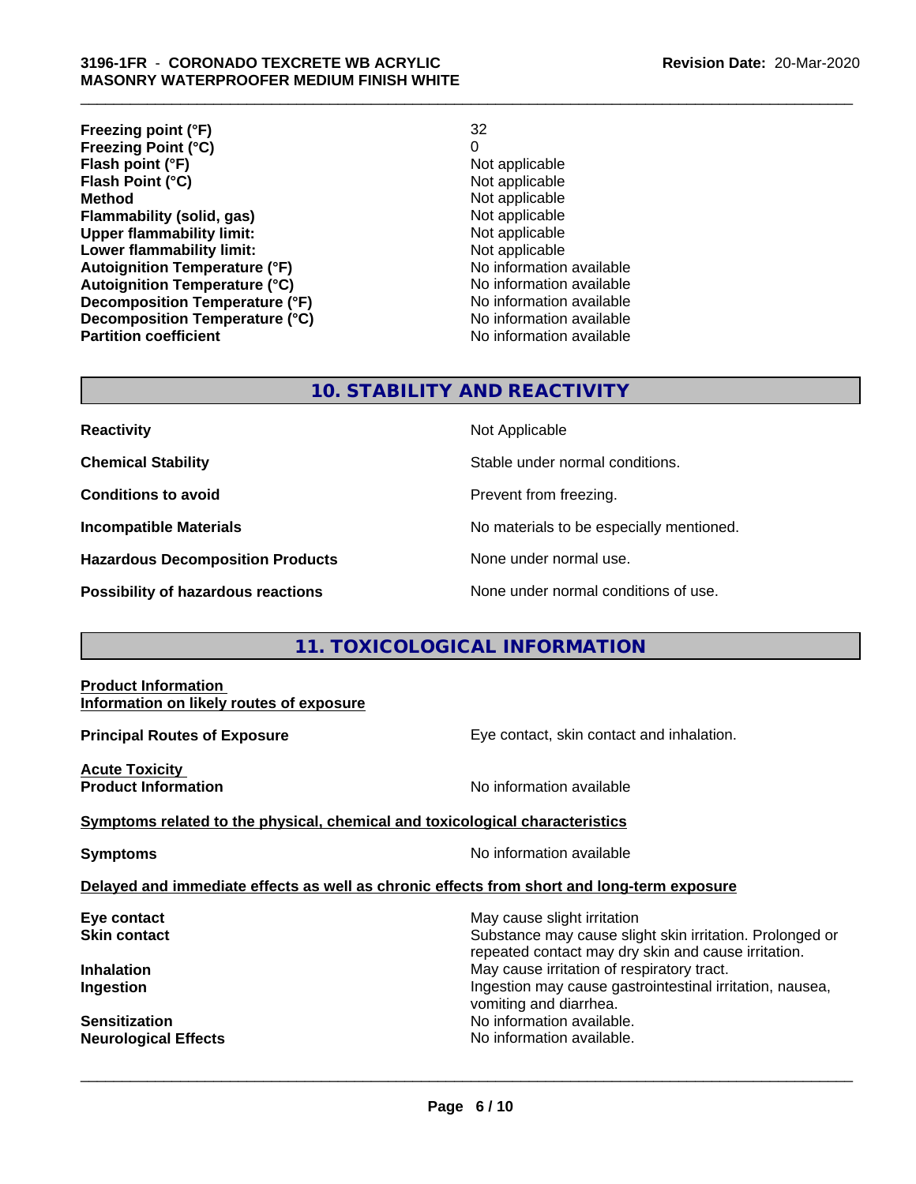| | |
|---|---|
| **Freezing point (°F)** | 32 |
| **Freezing Point (°C)** | 0 |
| **Flash point (°F)** | Not applicable |
| **Flash Point (°C)** | Not applicable |
| **Method** | Not applicable |
| **Flammability (solid, gas)** | Not applicable |
| **Upper flammability limit:** | Not applicable |
| **Lower flammability limit:** | Not applicable |
| **Autoignition Temperature (°F)** | No information available |
| **Autoignition Temperature (°C)** | No information available |
| **Decomposition Temperature (°F)** | No information available |
| **Decomposition Temperature (°C)** | No information available |
| **Partition coefficient** | No information available |

## 10. STABILITY AND REACTIVITY

| | |
|---|---|
| **Reactivity** | Not Applicable |
| **Chemical Stability** | Stable under normal conditions. |
| **Conditions to avoid** | Prevent from freezing. |
| **Incompatible Materials** | No materials to be especially mentioned. |
| **Hazardous Decomposition Products** | None under normal use. |
| **Possibility of hazardous reactions** | None under normal conditions of use. |

## 11. TOXICOLOGICAL INFORMATION

**Product Information**

**Information on likely routes of exposure**

**Principal Routes of Exposure** — Eye contact, skin contact and inhalation.

**Acute Toxicity**

**Product Information** — No information available

**Symptoms related to the physical, chemical and toxicological characteristics**

**Symptoms** — No information available

**Delayed and immediate effects as well as chronic effects from short and long-term exposure**

| | |
|---|---|
| **Eye contact** | May cause slight irritation |
| **Skin contact** | Substance may cause slight skin irritation. Prolonged or repeated contact may dry skin and cause irritation. |
| **Inhalation** | May cause irritation of respiratory tract. |
| **Ingestion** | Ingestion may cause gastrointestinal irritation, nausea, vomiting and diarrhea. |
| **Sensitization** | No information available. |
| **Neurological Effects** | No information available. |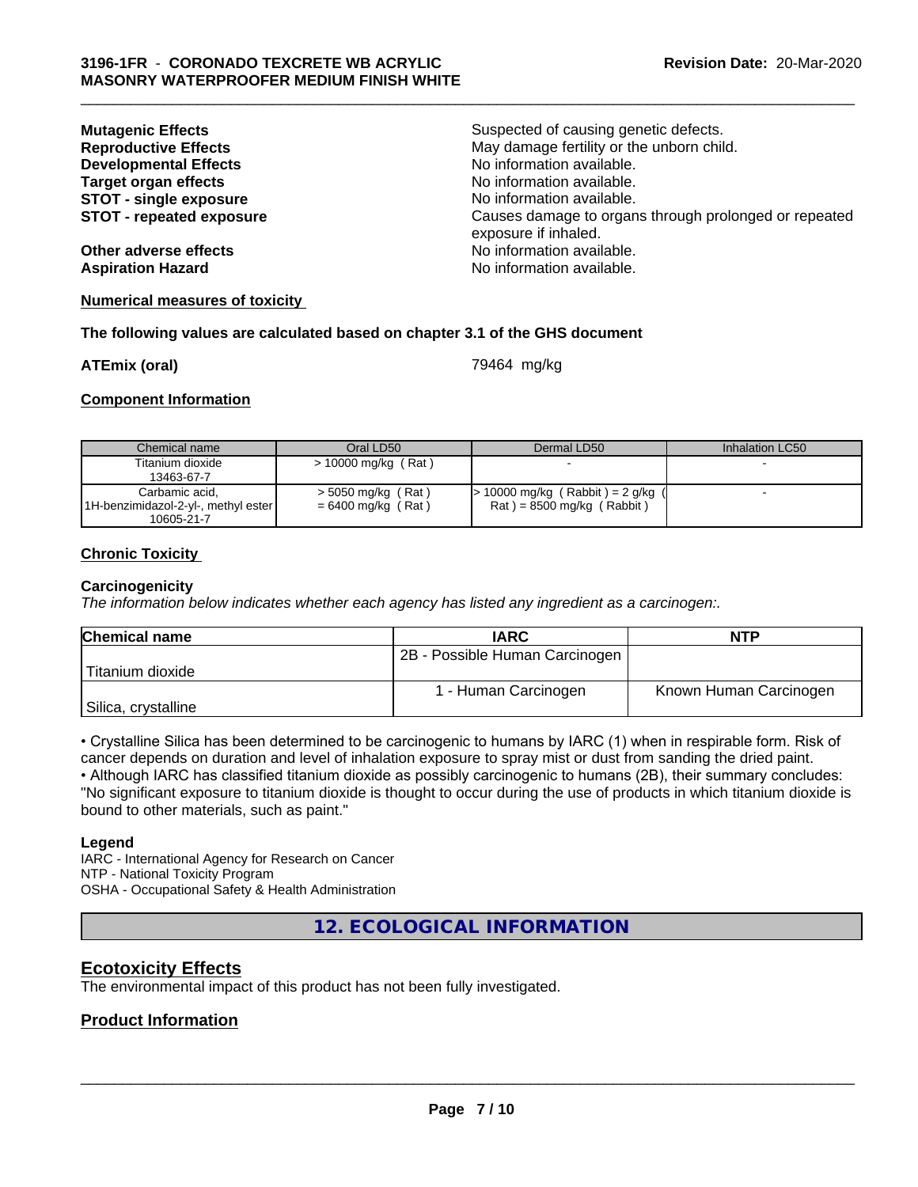**Mutagenic Effects** Suspected of causing genetic defects.
**Reproductive Effects** May damage fertility or the unborn child.
**Developmental Effects** No information available.
**Target organ effects** No information available.
**STOT - single exposure** No information available.
**STOT - repeated exposure** Causes damage to organs through prolonged or repeated exposure if inhaled.

**Other adverse effects** No information available.
**Aspiration Hazard** No information available.

**Numerical measures of toxicity**

**The following values are calculated based on chapter 3.1 of the GHS document**

**ATEmix (oral)** 79464 mg/kg

**Component Information**

| Chemical name | Oral LD50 | Dermal LD50 | Inhalation LC50 |
|---|---|---|---|
| Titanium dioxide 13463-67-7 | > 10000 mg/kg ( Rat ) | - | - |
| Carbamic acid, 1H-benzimidazol-2-yl-, methyl ester 10605-21-7 | > 5050 mg/kg ( Rat ) = 6400 mg/kg ( Rat ) | > 10000 mg/kg ( Rabbit ) = 2 g/kg ( Rat ) = 8500 mg/kg ( Rabbit ) | - |

**Chronic Toxicity**

**Carcinogenicity**

*The information below indicates whether each agency has listed any ingredient as a carcinogen:.*

| Chemical name | IARC | NTP |
|---|---|---|
| Titanium dioxide | 2B - Possible Human Carcinogen | |
| Silica, crystalline | 1 - Human Carcinogen | Known Human Carcinogen |

• Crystalline Silica has been determined to be carcinogenic to humans by IARC (1) when in respirable form. Risk of cancer depends on duration and level of inhalation exposure to spray mist or dust from sanding the dried paint.
• Although IARC has classified titanium dioxide as possibly carcinogenic to humans (2B), their summary concludes: "No significant exposure to titanium dioxide is thought to occur during the use of products in which titanium dioxide is bound to other materials, such as paint."

**Legend**

IARC - International Agency for Research on Cancer
NTP - National Toxicity Program
OSHA - Occupational Safety & Health Administration

## 12. ECOLOGICAL INFORMATION

### Ecotoxicity Effects

The environmental impact of this product has not been fully investigated.

### Product Information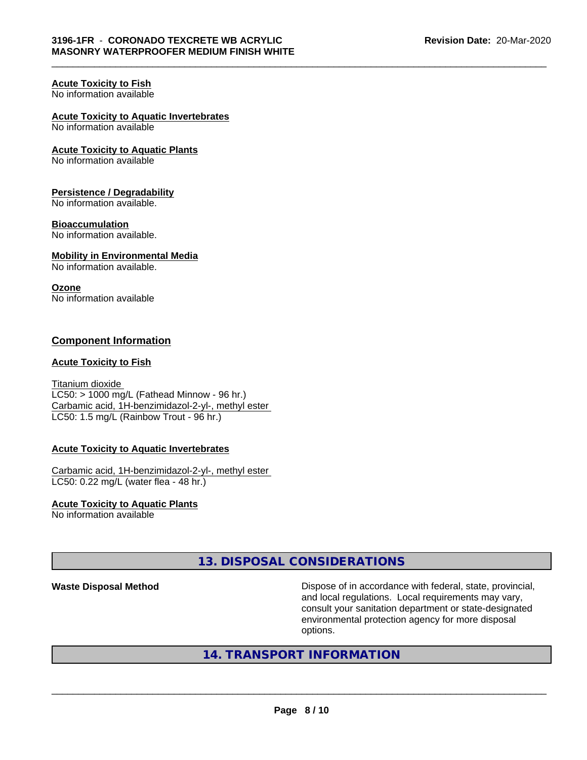**Acute Toxicity to Fish**
No information available

**Acute Toxicity to Aquatic Invertebrates**
No information available

**Acute Toxicity to Aquatic Plants**
No information available

**Persistence / Degradability**
No information available.

**Bioaccumulation**
No information available.

**Mobility in Environmental Media**
No information available.

**Ozone**
No information available

## Component Information

**Acute Toxicity to Fish**

Titanium dioxide
LC50: > 1000 mg/L (Fathead Minnow - 96 hr.)
Carbamic acid, 1H-benzimidazol-2-yl-, methyl ester
LC50: 1.5 mg/L (Rainbow Trout - 96 hr.)

**Acute Toxicity to Aquatic Invertebrates**

Carbamic acid, 1H-benzimidazol-2-yl-, methyl ester
LC50: 0.22 mg/L (water flea - 48 hr.)

**Acute Toxicity to Aquatic Plants**
No information available

## 13. DISPOSAL CONSIDERATIONS

**Waste Disposal Method**

Dispose of in accordance with federal, state, provincial, and local regulations. Local requirements may vary, consult your sanitation department or state-designated environmental protection agency for more disposal options.

## 14. TRANSPORT INFORMATION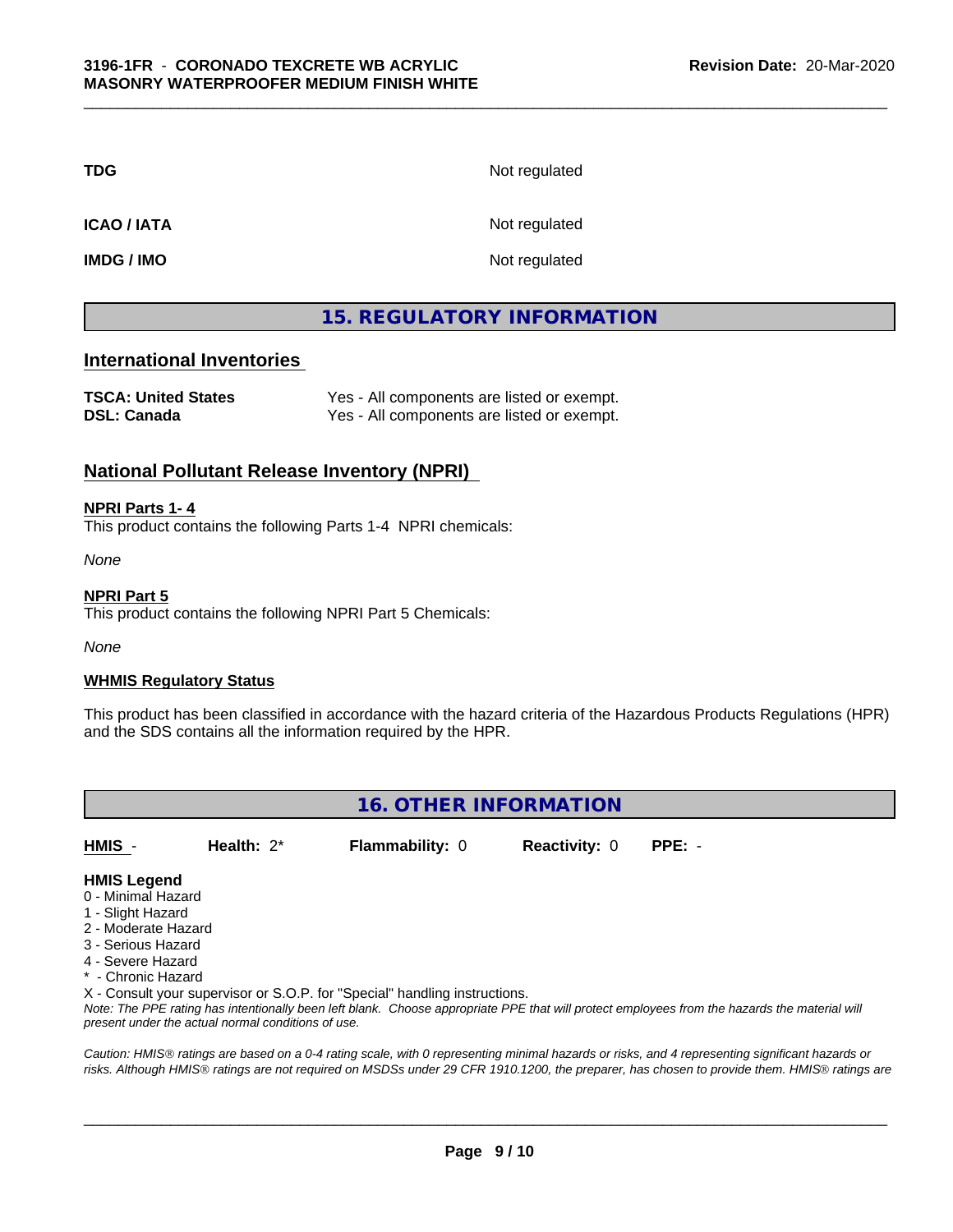| | |
|---|---|
| **TDG** | Not regulated |
| **ICAO / IATA** | Not regulated |
| **IMDG / IMO** | Not regulated |

## 15. REGULATORY INFORMATION

### International Inventories

| | |
|---|---|
| **TSCA: United States** | Yes - All components are listed or exempt. |
| **DSL: Canada** | Yes - All components are listed or exempt. |

### National Pollutant Release Inventory (NPRI)

**NPRI Parts 1- 4**

This product contains the following Parts 1-4 NPRI chemicals:

*None*

**NPRI Part 5**

This product contains the following NPRI Part 5 Chemicals:

*None*

**WHMIS Regulatory Status**

This product has been classified in accordance with the hazard criteria of the Hazardous Products Regulations (HPR) and the SDS contains all the information required by the HPR.

## 16. OTHER INFORMATION

| **HMIS** - | **Health:** 2* | **Flammability:** 0 | **Reactivity:** 0 | **PPE:** - |
|---|---|---|---|---|

**HMIS Legend**

0 - Minimal Hazard
1 - Slight Hazard
2 - Moderate Hazard
3 - Serious Hazard
4 - Severe Hazard
* - Chronic Hazard
X - Consult your supervisor or S.O.P. for "Special" handling instructions.

*Note: The PPE rating has intentionally been left blank. Choose appropriate PPE that will protect employees from the hazards the material will present under the actual normal conditions of use.*

*Caution: HMIS® ratings are based on a 0-4 rating scale, with 0 representing minimal hazards or risks, and 4 representing significant hazards or risks. Although HMIS® ratings are not required on MSDSs under 29 CFR 1910.1200, the preparer, has chosen to provide them. HMIS® ratings are*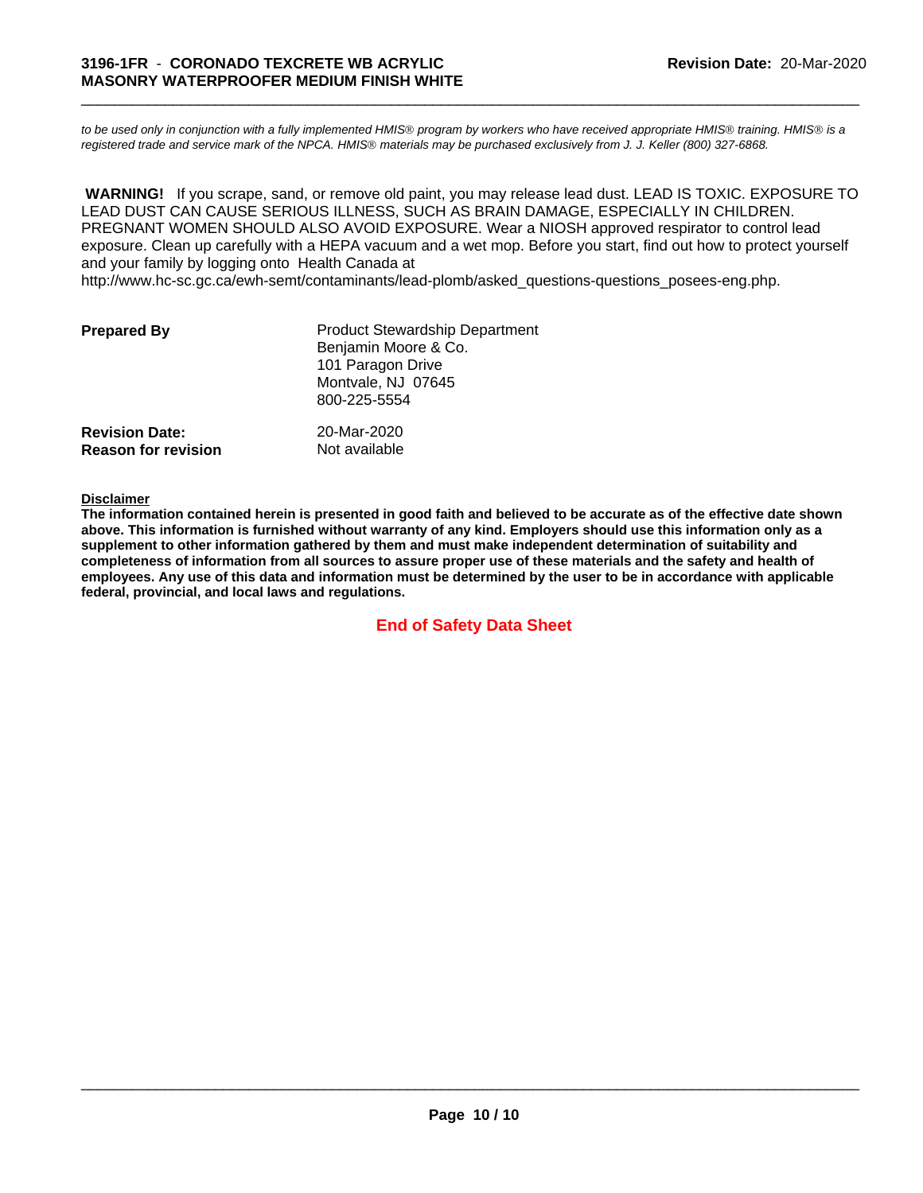*to be used only in conjunction with a fully implemented HMIS® program by workers who have received appropriate HMIS® training. HMIS® is a registered trade and service mark of the NPCA. HMIS® materials may be purchased exclusively from J. J. Keller (800) 327-6868.*

**WARNING!** If you scrape, sand, or remove old paint, you may release lead dust. LEAD IS TOXIC. EXPOSURE TO LEAD DUST CAN CAUSE SERIOUS ILLNESS, SUCH AS BRAIN DAMAGE, ESPECIALLY IN CHILDREN. PREGNANT WOMEN SHOULD ALSO AVOID EXPOSURE. Wear a NIOSH approved respirator to control lead exposure. Clean up carefully with a HEPA vacuum and a wet mop. Before you start, find out how to protect yourself and your family by logging onto Health Canada at http://www.hc-sc.gc.ca/ewh-semt/contaminants/lead-plomb/asked_questions-questions_posees-eng.php.

| | |
|---|---|
| **Prepared By** | Product Stewardship Department<br>Benjamin Moore & Co.<br>101 Paragon Drive<br>Montvale, NJ 07645<br>800-225-5554 |
| **Revision Date:** | 20-Mar-2020 |
| **Reason for revision** | Not available |

**Disclaimer**

**The information contained herein is presented in good faith and believed to be accurate as of the effective date shown above. This information is furnished without warranty of any kind. Employers should use this information only as a supplement to other information gathered by them and must make independent determination of suitability and completeness of information from all sources to assure proper use of these materials and the safety and health of employees. Any use of this data and information must be determined by the user to be in accordance with applicable federal, provincial, and local laws and regulations.**

**End of Safety Data Sheet**